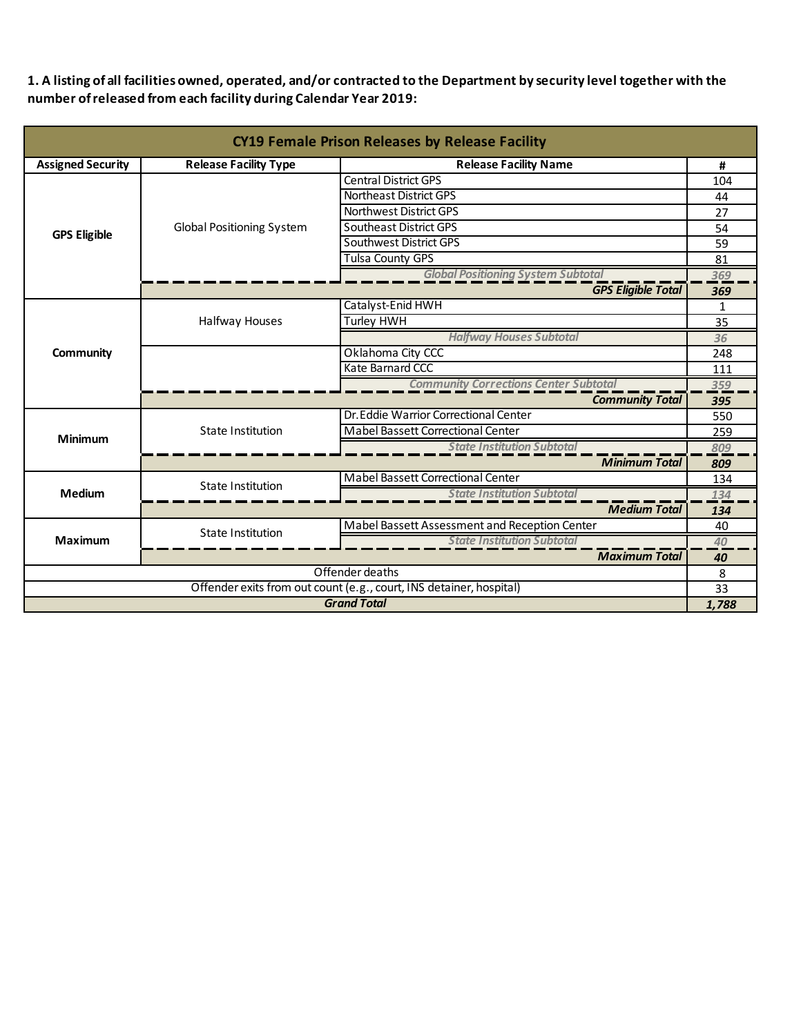**1. A listing of all facilities owned, operated, and/or contracted to the Department by security level together with the number of released from each facility during Calendar Year 2019:**

| CY19 Female Prison Releases by Release Facility | | | |
|---|---|---|---|
| **Assigned Security** | **Release Facility Type** | **Release Facility Name** | **#** |
| **GPS Eligible** | Global Positioning System | Central District GPS | 104 |
| | | Northeast District GPS | 44 |
| | | Northwest District GPS | 27 |
| | | Southeast District GPS | 54 |
| | | Southwest District GPS | 59 |
| | | Tulsa County GPS | 81 |
| | | *Global Positioning System Subtotal* | *369* |
| | | ***GPS Eligible Total*** | ***369*** |
| **Community** | Halfway Houses | Catalyst-Enid HWH | 1 |
| | | Turley HWH | 35 |
| | | *Halfway Houses Subtotal* | *36* |
| | | Oklahoma City CCC | 248 |
| | | Kate Barnard CCC | 111 |
| | | *Community Corrections Center Subtotal* | *359* |
| | | ***Community Total*** | ***395*** |
| **Minimum** | State Institution | Dr. Eddie Warrior Correctional Center | 550 |
| | | Mabel Bassett Correctional Center | 259 |
| | | *State Institution Subtotal* | *809* |
| | | ***Minimum Total*** | ***809*** |
| **Medium** | State Institution | Mabel Bassett Correctional Center | 134 |
| | | *State Institution Subtotal* | *134* |
| | | ***Medium Total*** | ***134*** |
| **Maximum** | State Institution | Mabel Bassett Assessment and Reception Center | 40 |
| | | *State Institution Subtotal* | *40* |
| | | ***Maximum Total*** | ***40*** |
| Offender deaths | | | 8 |
| Offender exits from out count (e.g., court, INS detainer, hospital) | | | 33 |
| ***Grand Total*** | | | ***1,788*** |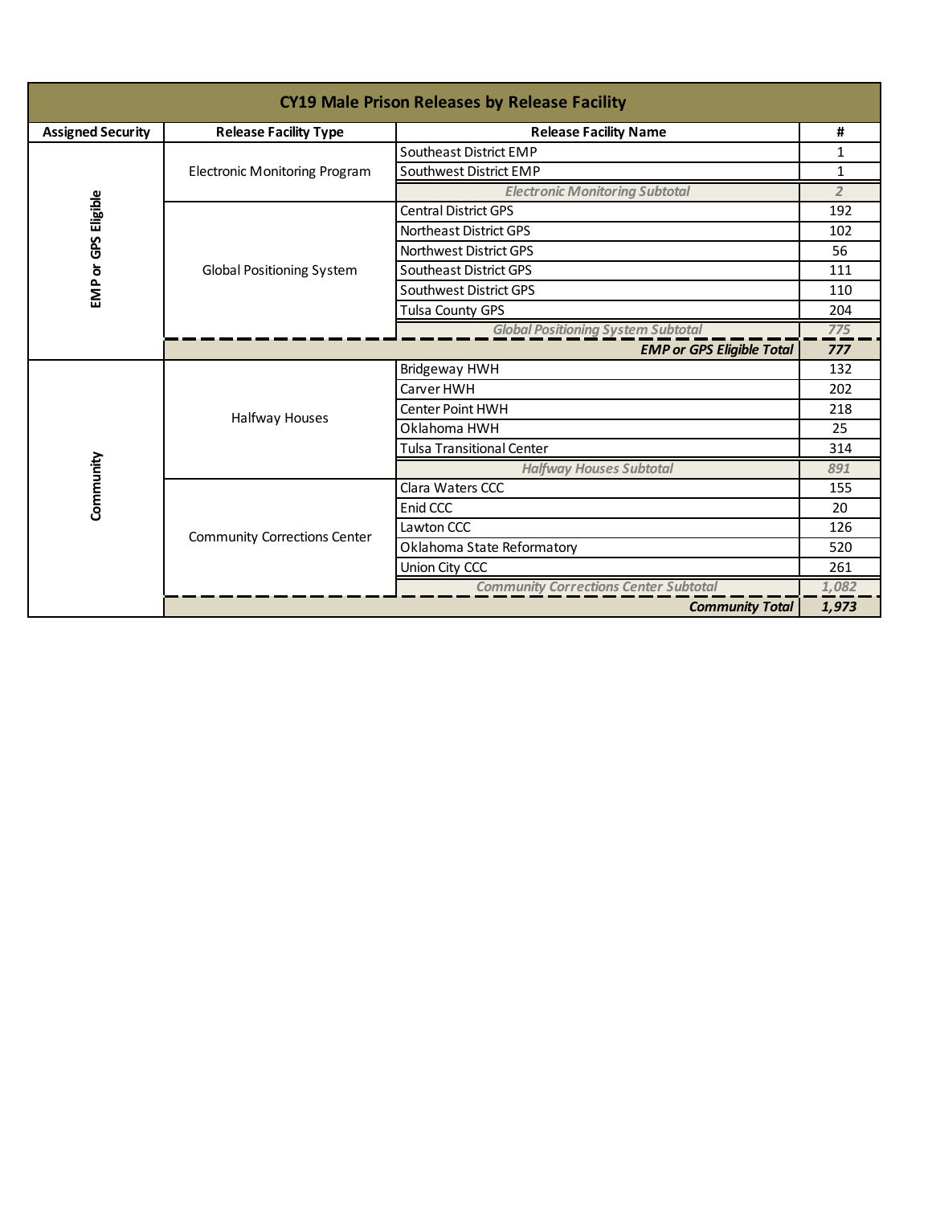| CY19 Male Prison Releases by Release Facility | | | |
|---|---|---|---|
| **Assigned Security** | **Release Facility Type** | **Release Facility Name** | **#** |
| EMP or GPS Eligible | Electronic Monitoring Program | Southeast District EMP | 1 |
| | | Southwest District EMP | 1 |
| | | *Electronic Monitoring Subtotal* | *2* |
| | Global Positioning System | Central District GPS | 192 |
| | | Northeast District GPS | 102 |
| | | Northwest District GPS | 56 |
| | | Southeast District GPS | 111 |
| | | Southwest District GPS | 110 |
| | | Tulsa County GPS | 204 |
| | | *Global Positioning System Subtotal* | *775* |
| | | ***EMP or GPS Eligible Total*** | ***777*** |
| Community | Halfway Houses | Bridgeway HWH | 132 |
| | | Carver HWH | 202 |
| | | Center Point HWH | 218 |
| | | Oklahoma HWH | 25 |
| | | Tulsa Transitional Center | 314 |
| | | *Halfway Houses Subtotal* | *891* |
| | Community Corrections Center | Clara Waters CCC | 155 |
| | | Enid CCC | 20 |
| | | Lawton CCC | 126 |
| | | Oklahoma State Reformatory | 520 |
| | | Union City CCC | 261 |
| | | *Community Corrections Center Subtotal* | *1,082* |
| | | ***Community Total*** | ***1,973*** |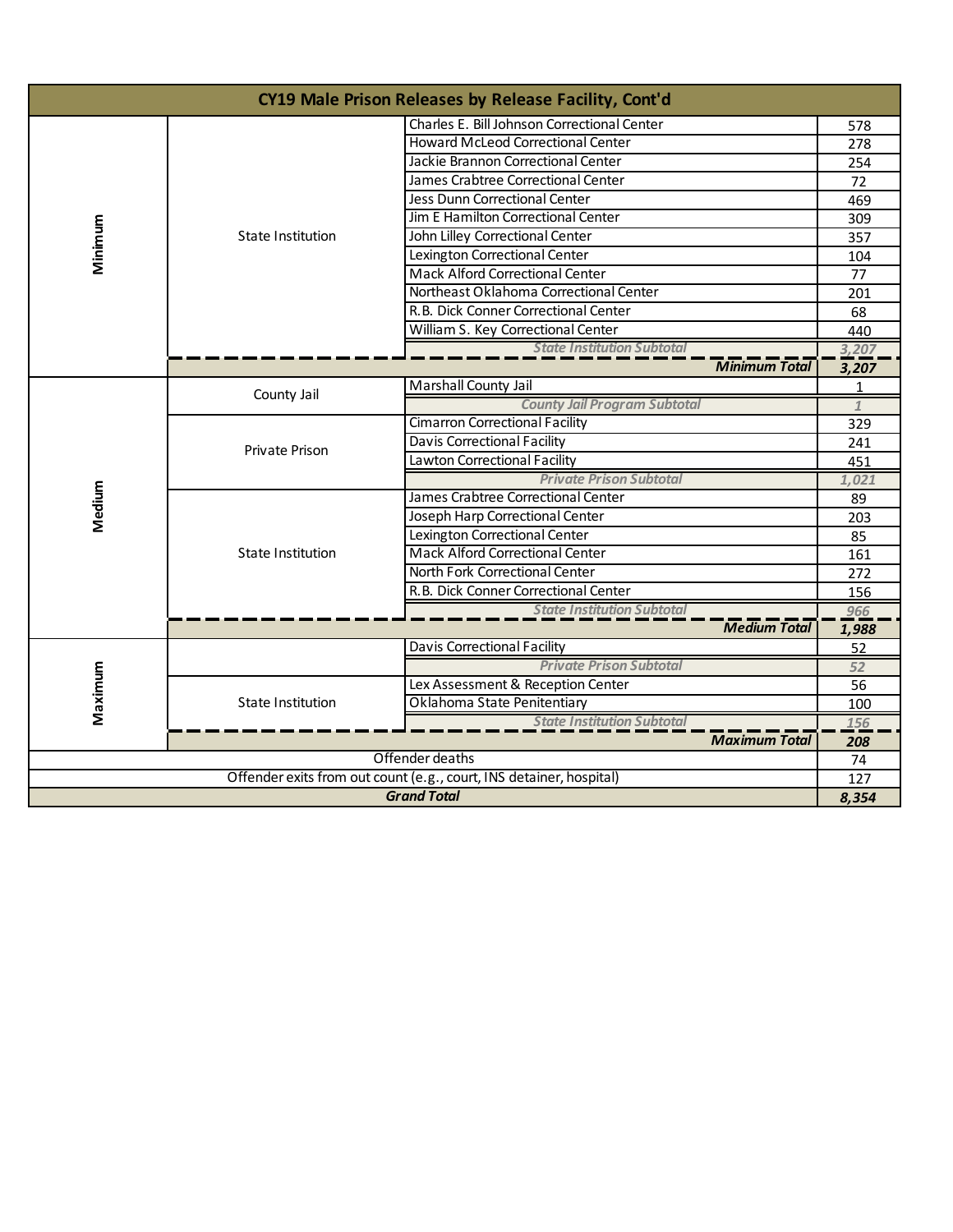| CY19 Male Prison Releases by Release Facility, Cont'd | | | |
|---|---|---|---|
| Minimum | State Institution | Charles E. Bill Johnson Correctional Center | 578 |
| | | Howard McLeod Correctional Center | 278 |
| | | Jackie Brannon Correctional Center | 254 |
| | | James Crabtree Correctional Center | 72 |
| | | Jess Dunn Correctional Center | 469 |
| | | Jim E Hamilton Correctional Center | 309 |
| | | John Lilley Correctional Center | 357 |
| | | Lexington Correctional Center | 104 |
| | | Mack Alford Correctional Center | 77 |
| | | Northeast Oklahoma Correctional Center | 201 |
| | | R.B. Dick Conner Correctional Center | 68 |
| | | William S. Key Correctional Center | 440 |
| | | *State Institution Subtotal* | *3,207* |
| | | ***Minimum Total*** | ***3,207*** |
| Medium | County Jail | Marshall County Jail | 1 |
| | | *County Jail Program Subtotal* | *1* |
| | Private Prison | Cimarron Correctional Facility | 329 |
| | | Davis Correctional Facility | 241 |
| | | Lawton Correctional Facility | 451 |
| | | *Private Prison Subtotal* | *1,021* |
| | State Institution | James Crabtree Correctional Center | 89 |
| | | Joseph Harp Correctional Center | 203 |
| | | Lexington Correctional Center | 85 |
| | | Mack Alford Correctional Center | 161 |
| | | North Fork Correctional Center | 272 |
| | | R.B. Dick Conner Correctional Center | 156 |
| | | *State Institution Subtotal* | *966* |
| | | ***Medium Total*** | ***1,988*** |
| Maximum | | Davis Correctional Facility | 52 |
| | | *Private Prison Subtotal* | *52* |
| | State Institution | Lex Assessment & Reception Center | 56 |
| | | Oklahoma State Penitentiary | 100 |
| | | *State Institution Subtotal* | *156* |
| | | ***Maximum Total*** | ***208*** |
| Offender deaths | | | 74 |
| Offender exits from out count (e.g., court, INS detainer, hospital) | | | 127 |
| ***Grand Total*** | | | ***8,354*** |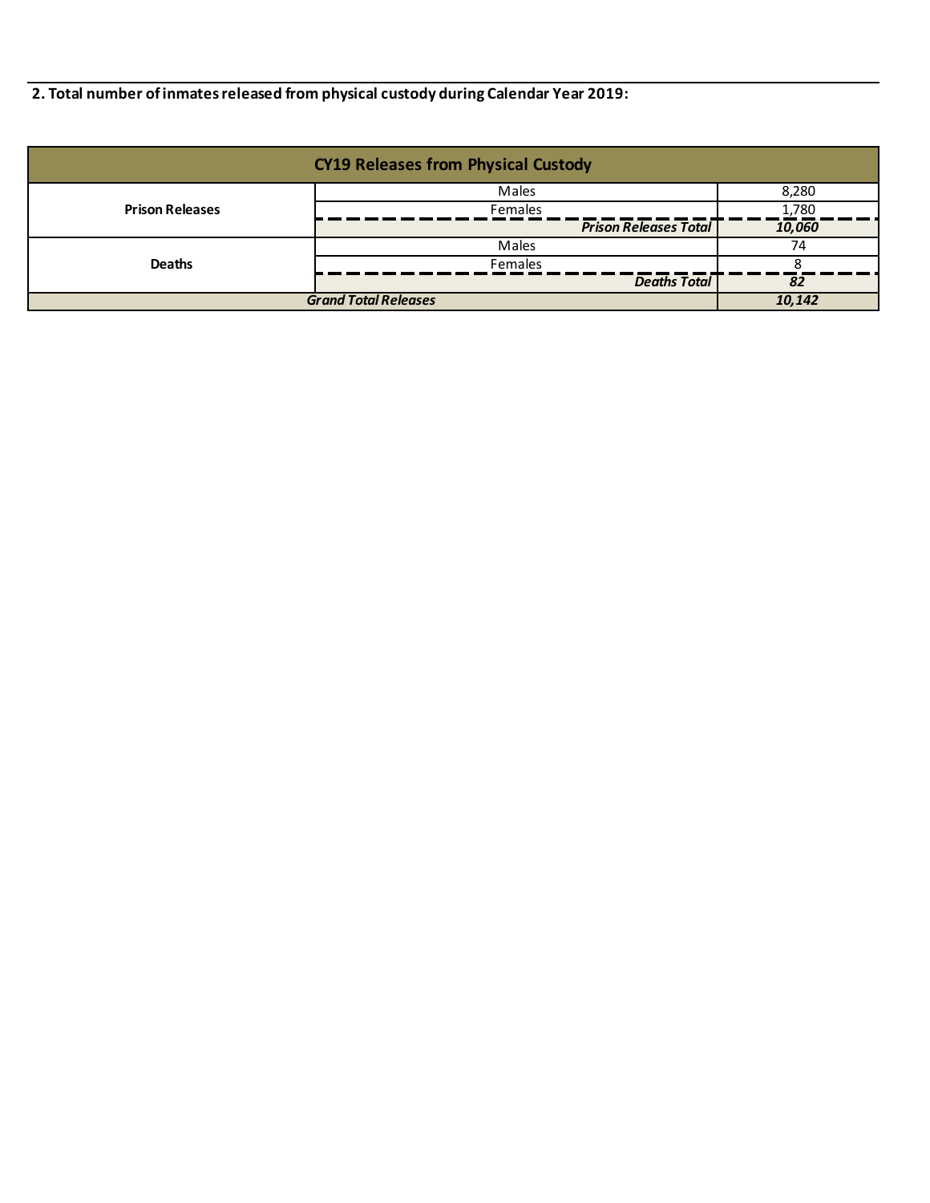**2. Total number of inmates released from physical custody during Calendar Year 2019:**

| CY19 Releases from Physical Custody | | |
|---|---|---|
| **Prison Releases** | Males | 8,280 |
| | Females | 1,780 |
| | ***Prison Releases Total*** | ***10,060*** |
| **Deaths** | Males | 74 |
| | Females | 8 |
| | ***Deaths Total*** | ***82*** |
| ***Grand Total Releases*** | | ***10,142*** |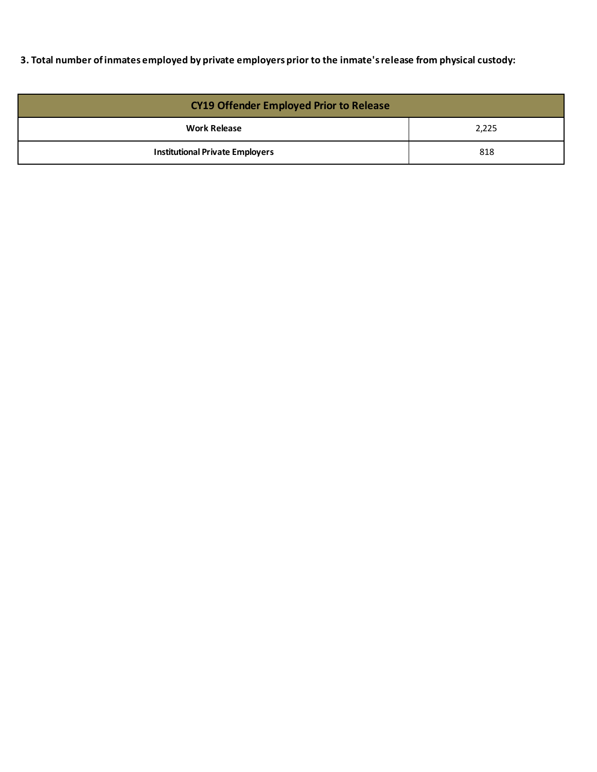**3. Total number of inmates employed by private employers prior to the inmate's release from physical custody:**

| CY19 Offender Employed Prior to Release | |
|---|---|
| **Work Release** | 2,225 |
| **Institutional Private Employers** | 818 |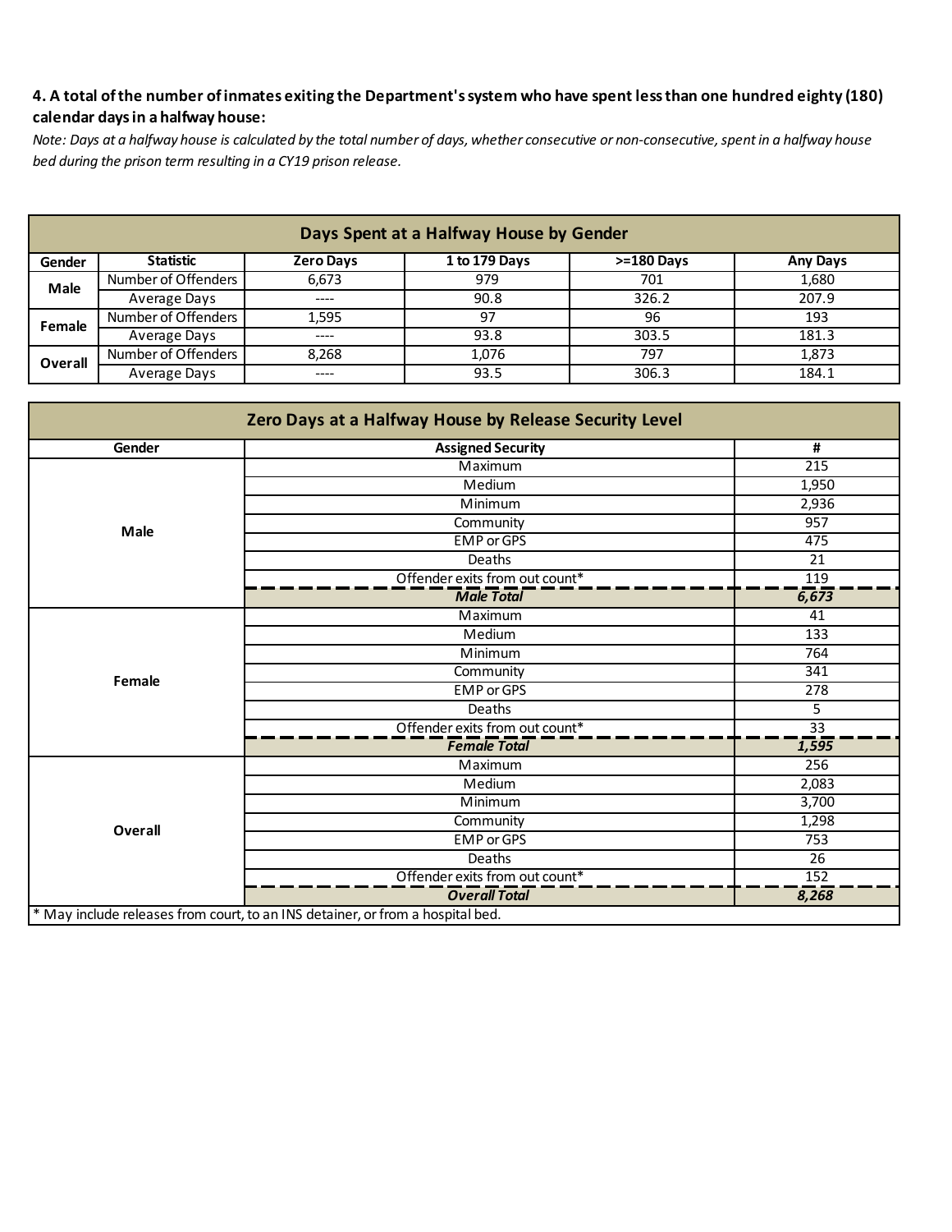**4. A total of the number of inmates exiting the Department's system who have spent less than one hundred eighty (180) calendar days in a halfway house:**

*Note: Days at a halfway house is calculated by the total number of days, whether consecutive or non-consecutive, spent in a halfway house bed during the prison term resulting in a CY19 prison release.*

| Days Spent at a Halfway House by Gender | | | | | |
|---|---|---|---|---|---|
| **Gender** | **Statistic** | **Zero Days** | **1 to 179 Days** | **>=180 Days** | **Any Days** |
| **Male** | Number of Offenders | 6,673 | 979 | 701 | 1,680 |
| | Average Days | ---- | 90.8 | 326.2 | 207.9 |
| **Female** | Number of Offenders | 1,595 | 97 | 96 | 193 |
| | Average Days | ---- | 93.8 | 303.5 | 181.3 |
| **Overall** | Number of Offenders | 8,268 | 1,076 | 797 | 1,873 |
| | Average Days | ---- | 93.5 | 306.3 | 184.1 |

| Zero Days at a Halfway House by Release Security Level | | |
|---|---|---|
| **Gender** | **Assigned Security** | **#** |
| **Male** | Maximum | 215 |
| | Medium | 1,950 |
| | Minimum | 2,936 |
| | Community | 957 |
| | EMP or GPS | 475 |
| | Deaths | 21 |
| | Offender exits from out count* | 119 |
| | ***Male Total*** | ***6,673*** |
| **Female** | Maximum | 41 |
| | Medium | 133 |
| | Minimum | 764 |
| | Community | 341 |
| | EMP or GPS | 278 |
| | Deaths | 5 |
| | Offender exits from out count* | 33 |
| | ***Female Total*** | ***1,595*** |
| **Overall** | Maximum | 256 |
| | Medium | 2,083 |
| | Minimum | 3,700 |
| | Community | 1,298 |
| | EMP or GPS | 753 |
| | Deaths | 26 |
| | Offender exits from out count* | 152 |
| | ***Overall Total*** | ***8,268*** |

* May include releases from court, to an INS detainer, or from a hospital bed.